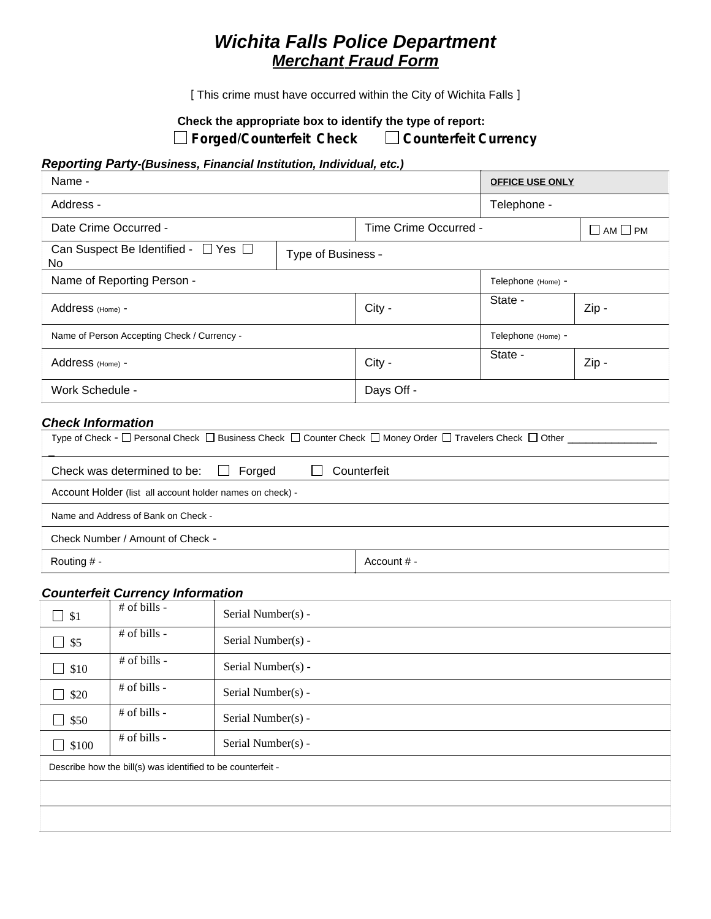# *Wichita Falls Police Department*

## ***Merchant Fraud Form***

[ This crime must have occurred within the City of Wichita Falls ]

**Check the appropriate box to identify the type of report:**

☐ **Forged/Counterfeit Check** ☐ **Counterfeit Currency**

***Reporting Party-(Business, Financial Institution, Individual, etc.)***

| | | | | |
|---|---|---|---|---|
| Name - | | | **OFFICE USE ONLY** | |
| Address - | | | Telephone - | |
| Date Crime Occurred - | | Time Crime Occurred - | | ☐ AM ☐ PM |
| Can Suspect Be Identified - ☐ Yes ☐ No | Type of Business - | | | |
| Name of Reporting Person - | | | Telephone (Home) - | |
| Address (Home) - | | City - | State - | Zip - |
| Name of Person Accepting Check / Currency - | | | Telephone (Home) - | |
| Address (Home) - | | City - | State - | Zip - |
| Work Schedule - | | Days Off - | | |

***Check Information***

| | |
|---|---|
| Type of Check - ☐ Personal Check ☐ Business Check ☐ Counter Check ☐ Money Order ☐ Travelers Check ☐ Other ________________ | |
| Check was determined to be: ☐ Forged ☐ Counterfeit | |
| Account Holder (list all account holder names on check) - | |
| Name and Address of Bank on Check - | |
| Check Number / Amount of Check - | |
| Routing # - | Account # - |

***Counterfeit Currency Information***

| | | |
|---|---|---|
| ☐ $1 | # of bills - | Serial Number(s) - |
| ☐ $5 | # of bills - | Serial Number(s) - |
| ☐ $10 | # of bills - | Serial Number(s) - |
| ☐ $20 | # of bills - | Serial Number(s) - |
| ☐ $50 | # of bills - | Serial Number(s) - |
| ☐ $100 | # of bills - | Serial Number(s) - |

Describe how the bill(s) was identified to be counterfeit -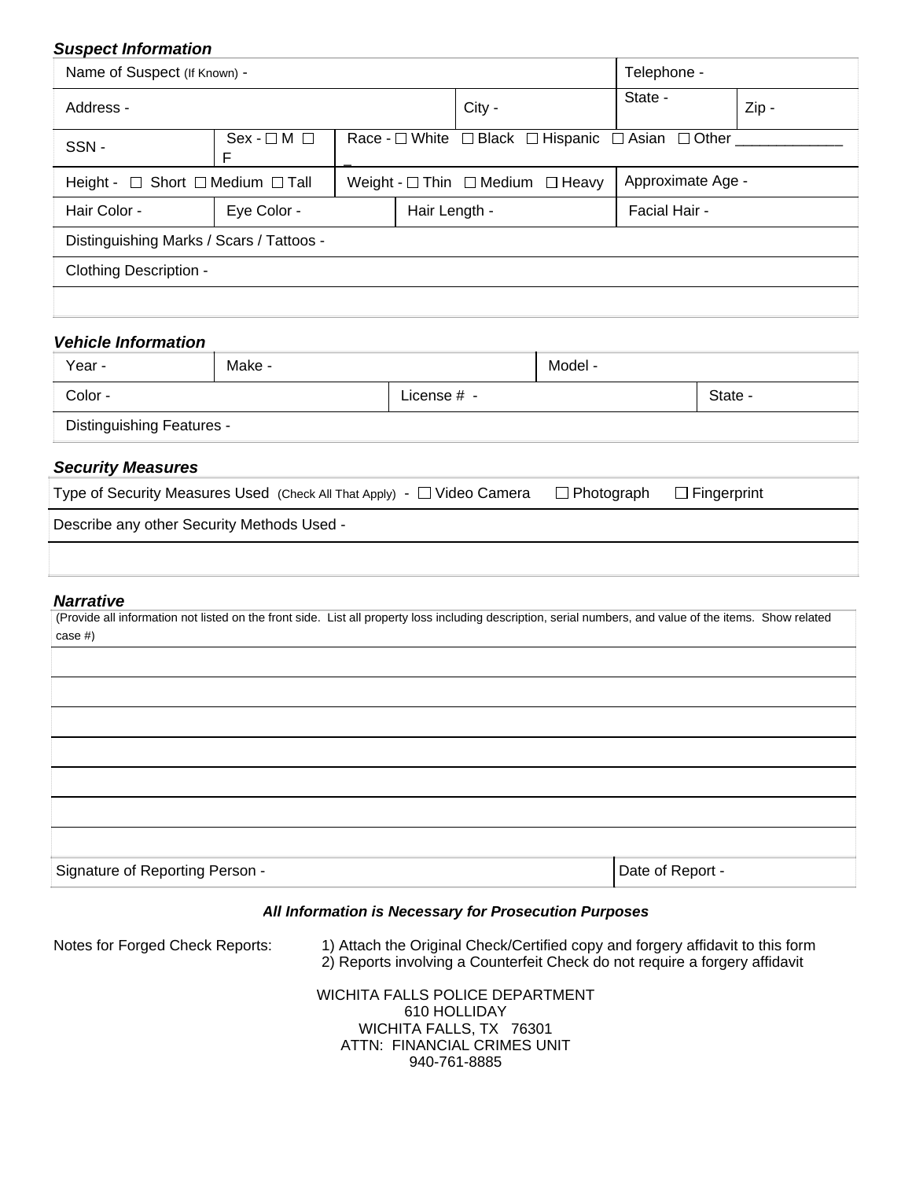### *Suspect Information*

| | | | | | |
|---|---|---|---|---|---|
| Name of Suspect (If Known) - | | | | Telephone - | |
| Address - | | | City - | State - | Zip - |
| SSN - | Sex - ☐ M ☐ F | Race - ☐ White ☐ Black ☐ Hispanic ☐ Asian ☐ Other ______________ | | | |
| Height - ☐ Short ☐ Medium ☐ Tall | | Weight - ☐ Thin ☐ Medium ☐ Heavy | | Approximate Age - | |
| Hair Color - | Eye Color - | Hair Length - | | Facial Hair - | |
| Distinguishing Marks / Scars / Tattoos - | | | | | |
| Clothing Description - | | | | | |
| | | | | | |

### *Vehicle Information*

| | | | |
|---|---|---|---|
| Year - | Make - | Model - | |
| Color - | License # - | | State - |
| Distinguishing Features - | | | |

### *Security Measures*

Type of Security Measures Used (Check All That Apply) - ☐ Video Camera ☐ Photograph ☐ Fingerprint

Describe any other Security Methods Used -

### *Narrative*

(Provide all information not listed on the front side. List all property loss including description, serial numbers, and value of the items. Show related case #)

| | |
|---|---|
| Signature of Reporting Person - | Date of Report - |

***All Information is Necessary for Prosecution Purposes***

Notes for Forged Check Reports:
1) Attach the Original Check/Certified copy and forgery affidavit to this form
2) Reports involving a Counterfeit Check do not require a forgery affidavit

WICHITA FALLS POLICE DEPARTMENT
610 HOLLIDAY
WICHITA FALLS, TX 76301
ATTN: FINANCIAL CRIMES UNIT
940-761-8885